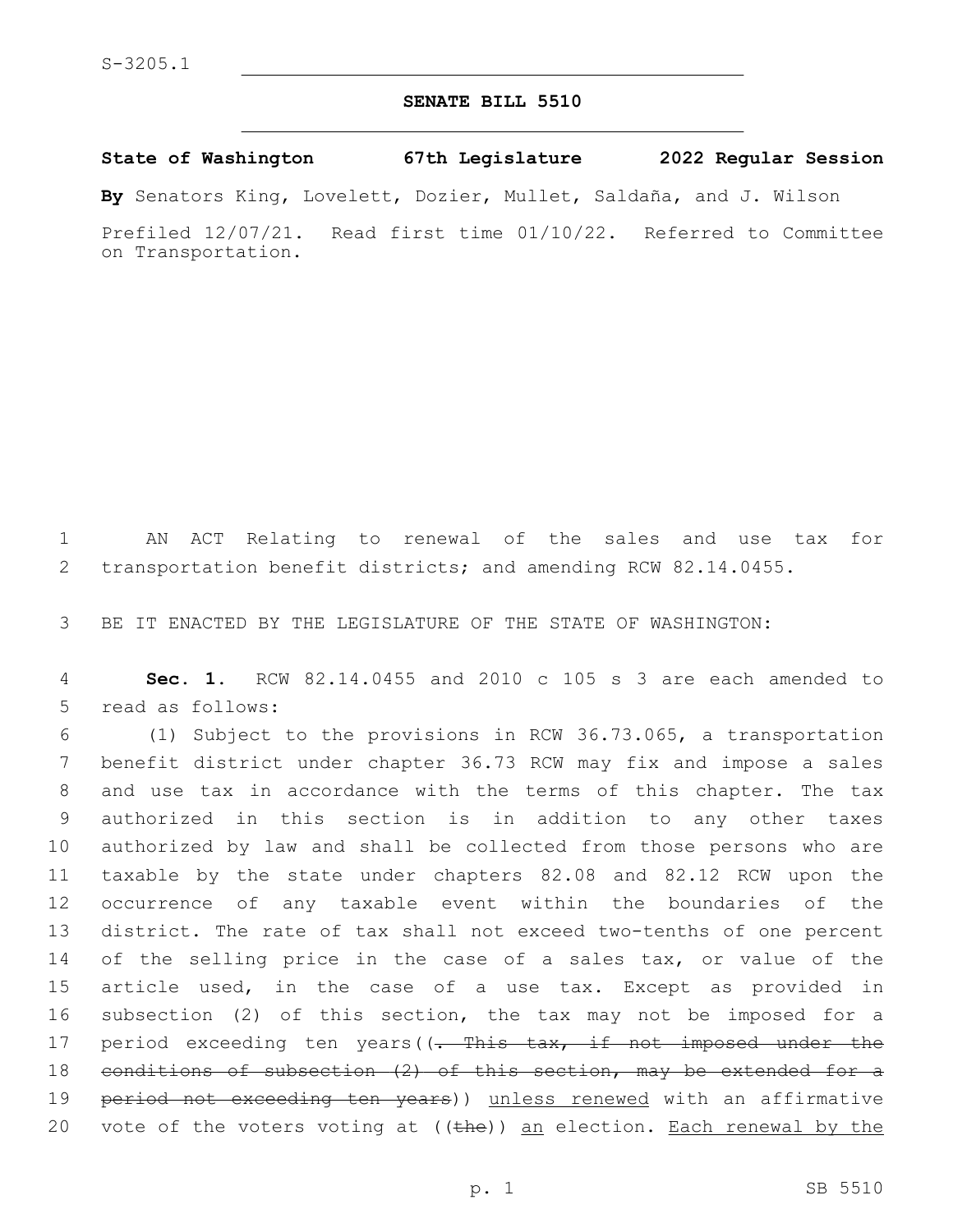S-3205.1

# SENATE BILL 5510

**State of Washington 67th Legislature 2022 Regular Session**

**By** Senators King, Lovelett, Dozier, Mullet, Saldaña, and J. Wilson

Prefiled 12/07/21. Read first time 01/10/22. Referred to Committee on Transportation.

AN ACT Relating to renewal of the sales and use tax for transportation benefit districts; and amending RCW 82.14.0455.

BE IT ENACTED BY THE LEGISLATURE OF THE STATE OF WASHINGTON:

**Sec. 1.** RCW 82.14.0455 and 2010 c 105 s 3 are each amended to read as follows:

(1) Subject to the provisions in RCW 36.73.065, a transportation benefit district under chapter 36.73 RCW may fix and impose a sales and use tax in accordance with the terms of this chapter. The tax authorized in this section is in addition to any other taxes authorized by law and shall be collected from those persons who are taxable by the state under chapters 82.08 and 82.12 RCW upon the occurrence of any taxable event within the boundaries of the district. The rate of tax shall not exceed two-tenths of one percent of the selling price in the case of a sales tax, or value of the article used, in the case of a use tax. Except as provided in subsection (2) of this section, the tax may not be imposed for a period exceeding ten years((~~. This tax, if not imposed under the conditions of subsection (2) of this section, may be extended for a period not exceeding ten years~~)) <u>unless renewed</u> with an affirmative vote of the voters voting at ((~~the~~)) <u>an</u> election. <u>Each renewal by the</u>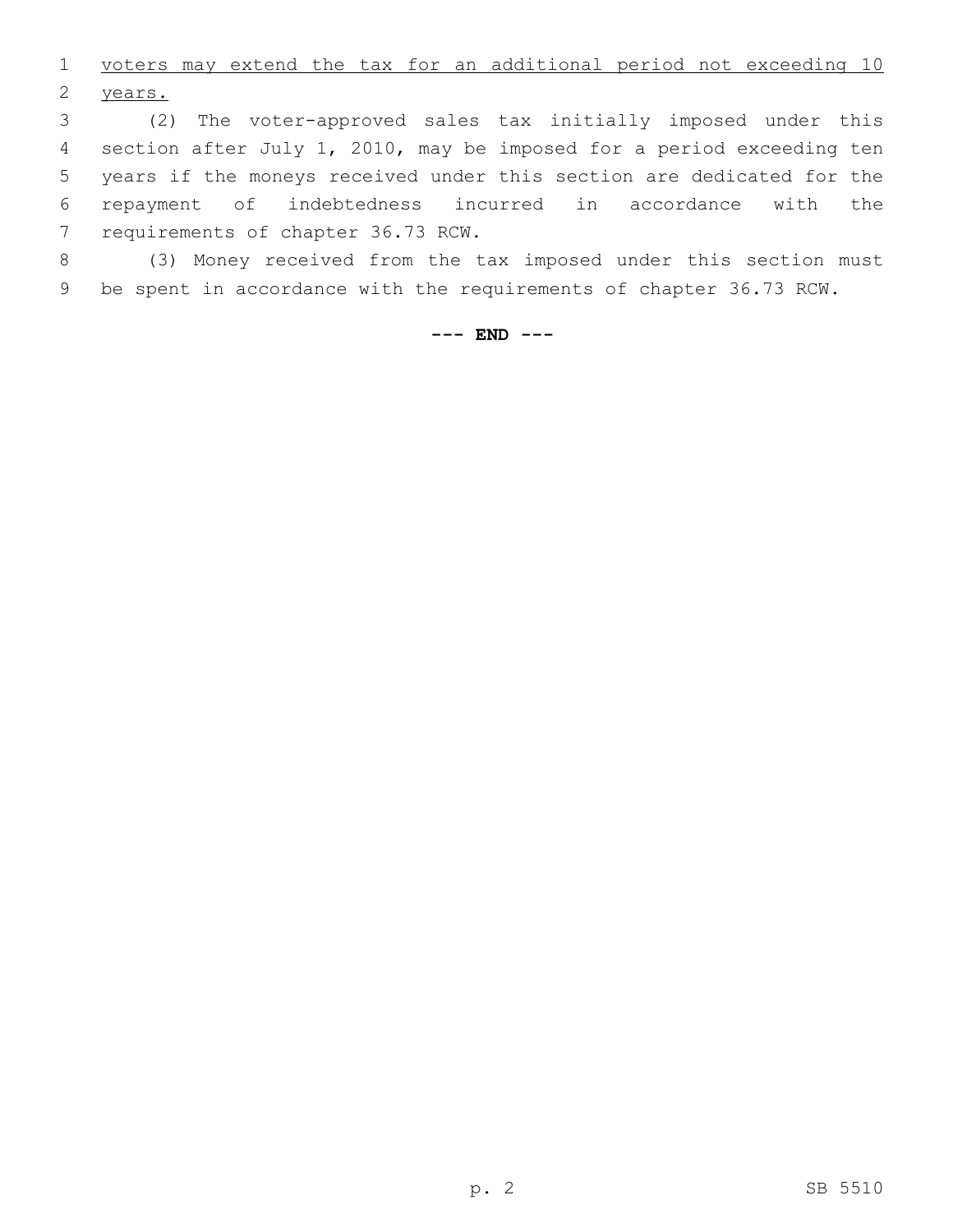voters may extend the tax for an additional period not exceeding 10 years.

(2) The voter-approved sales tax initially imposed under this section after July 1, 2010, may be imposed for a period exceeding ten years if the moneys received under this section are dedicated for the repayment of indebtedness incurred in accordance with the requirements of chapter 36.73 RCW.

(3) Money received from the tax imposed under this section must be spent in accordance with the requirements of chapter 36.73 RCW.

**--- END ---**